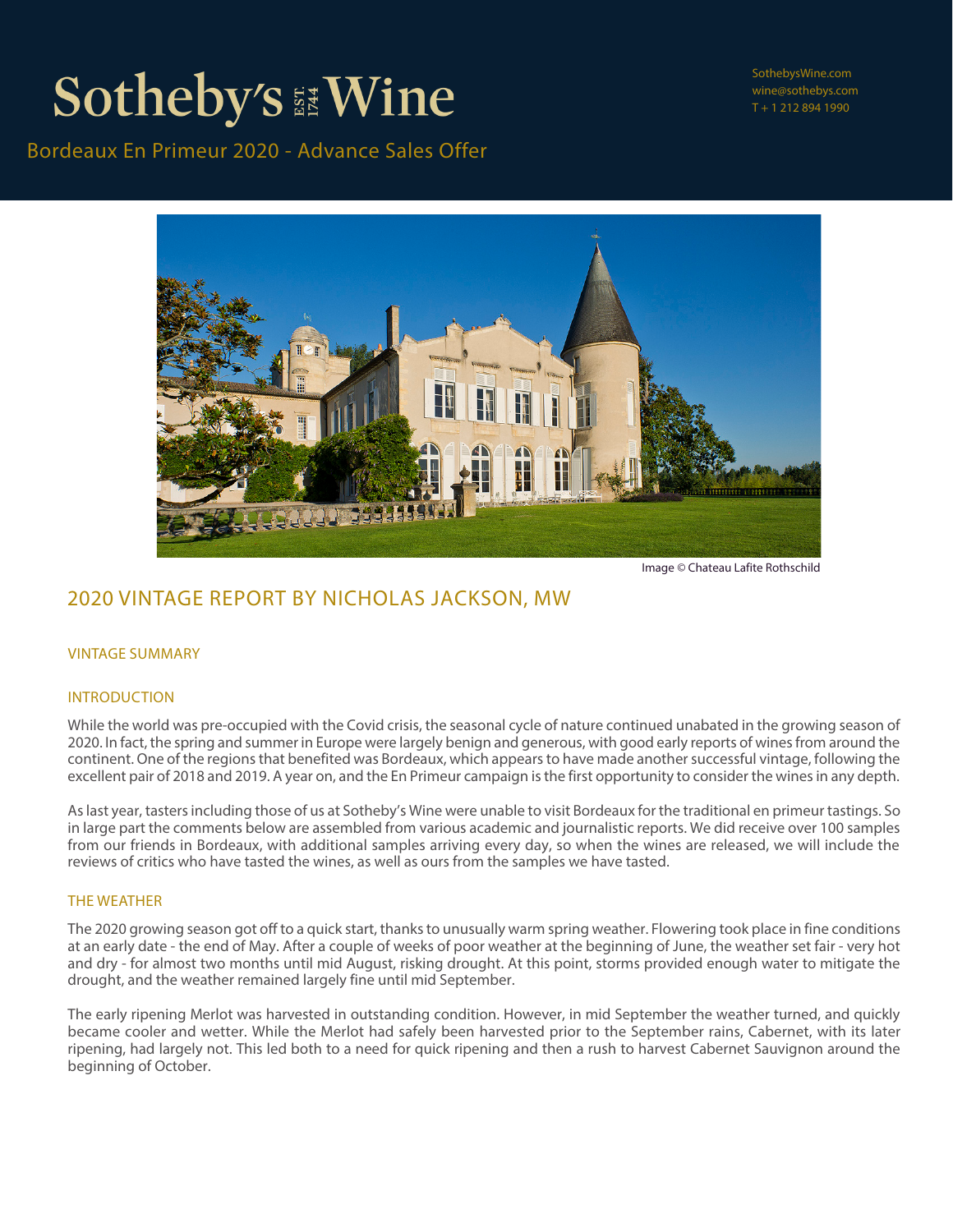# Sotheby's EST. 1744 Wine

SothebysWine.com
wine@sothebys.com
T + 1 212 894 1990

Bordeaux En Primeur 2020 - Advance Sales Offer

Image © Chateau Lafite Rothschild

## 2020 VINTAGE REPORT BY NICHOLAS JACKSON, MW

### VINTAGE SUMMARY

### INTRODUCTION

While the world was pre-occupied with the Covid crisis, the seasonal cycle of nature continued unabated in the growing season of 2020. In fact, the spring and summer in Europe were largely benign and generous, with good early reports of wines from around the continent. One of the regions that benefited was Bordeaux, which appears to have made another successful vintage, following the excellent pair of 2018 and 2019. A year on, and the En Primeur campaign is the first opportunity to consider the wines in any depth.

As last year, tasters including those of us at Sotheby's Wine were unable to visit Bordeaux for the traditional en primeur tastings. So in large part the comments below are assembled from various academic and journalistic reports. We did receive over 100 samples from our friends in Bordeaux, with additional samples arriving every day, so when the wines are released, we will include the reviews of critics who have tasted the wines, as well as ours from the samples we have tasted.

### THE WEATHER

The 2020 growing season got off to a quick start, thanks to unusually warm spring weather. Flowering took place in fine conditions at an early date - the end of May. After a couple of weeks of poor weather at the beginning of June, the weather set fair - very hot and dry - for almost two months until mid August, risking drought. At this point, storms provided enough water to mitigate the drought, and the weather remained largely fine until mid September.

The early ripening Merlot was harvested in outstanding condition. However, in mid September the weather turned, and quickly became cooler and wetter. While the Merlot had safely been harvested prior to the September rains, Cabernet, with its later ripening, had largely not. This led both to a need for quick ripening and then a rush to harvest Cabernet Sauvignon around the beginning of October.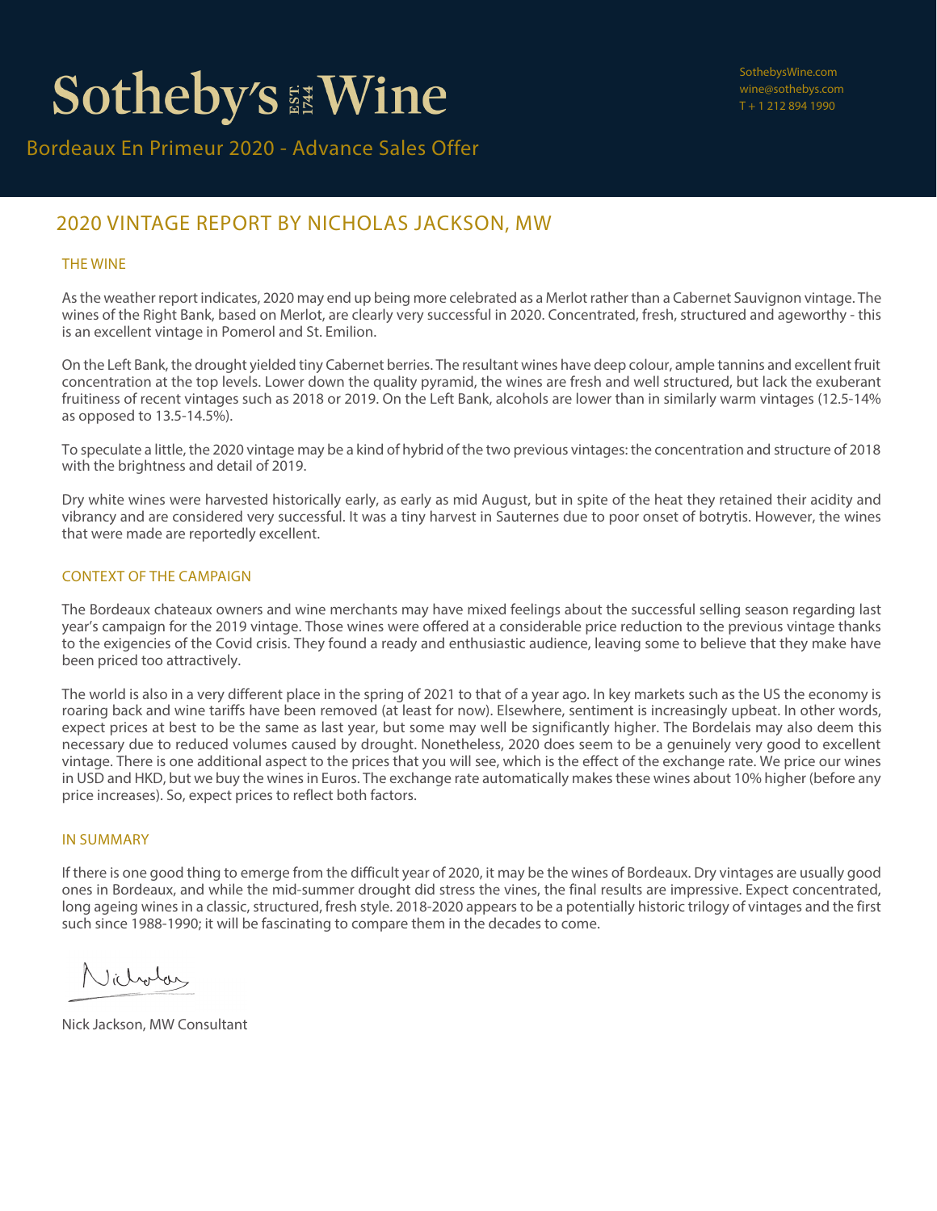# Sotheby's Wine

SothebysWine.com
wine@sothebys.com
T + 1 212 894 1990

Bordeaux En Primeur 2020 - Advance Sales Offer

## 2020 VINTAGE REPORT BY NICHOLAS JACKSON, MW

### THE WINE

As the weather report indicates, 2020 may end up being more celebrated as a Merlot rather than a Cabernet Sauvignon vintage. The wines of the Right Bank, based on Merlot, are clearly very successful in 2020. Concentrated, fresh, structured and ageworthy - this is an excellent vintage in Pomerol and St. Emilion.

On the Left Bank, the drought yielded tiny Cabernet berries. The resultant wines have deep colour, ample tannins and excellent fruit concentration at the top levels. Lower down the quality pyramid, the wines are fresh and well structured, but lack the exuberant fruitiness of recent vintages such as 2018 or 2019. On the Left Bank, alcohols are lower than in similarly warm vintages (12.5-14% as opposed to 13.5-14.5%).

To speculate a little, the 2020 vintage may be a kind of hybrid of the two previous vintages: the concentration and structure of 2018 with the brightness and detail of 2019.

Dry white wines were harvested historically early, as early as mid August, but in spite of the heat they retained their acidity and vibrancy and are considered very successful. It was a tiny harvest in Sauternes due to poor onset of botrytis. However, the wines that were made are reportedly excellent.

### CONTEXT OF THE CAMPAIGN

The Bordeaux chateaux owners and wine merchants may have mixed feelings about the successful selling season regarding last year's campaign for the 2019 vintage. Those wines were offered at a considerable price reduction to the previous vintage thanks to the exigencies of the Covid crisis. They found a ready and enthusiastic audience, leaving some to believe that they make have been priced too attractively.

The world is also in a very different place in the spring of 2021 to that of a year ago. In key markets such as the US the economy is roaring back and wine tariffs have been removed (at least for now). Elsewhere, sentiment is increasingly upbeat. In other words, expect prices at best to be the same as last year, but some may well be significantly higher. The Bordelais may also deem this necessary due to reduced volumes caused by drought. Nonetheless, 2020 does seem to be a genuinely very good to excellent vintage. There is one additional aspect to the prices that you will see, which is the effect of the exchange rate. We price our wines in USD and HKD, but we buy the wines in Euros. The exchange rate automatically makes these wines about 10% higher (before any price increases). So, expect prices to reflect both factors.

### IN SUMMARY

If there is one good thing to emerge from the difficult year of 2020, it may be the wines of Bordeaux. Dry vintages are usually good ones in Bordeaux, and while the mid-summer drought did stress the vines, the final results are impressive. Expect concentrated, long ageing wines in a classic, structured, fresh style. 2018-2020 appears to be a potentially historic trilogy of vintages and the first such since 1988-1990; it will be fascinating to compare them in the decades to come.

Nicholas

Nick Jackson, MW Consultant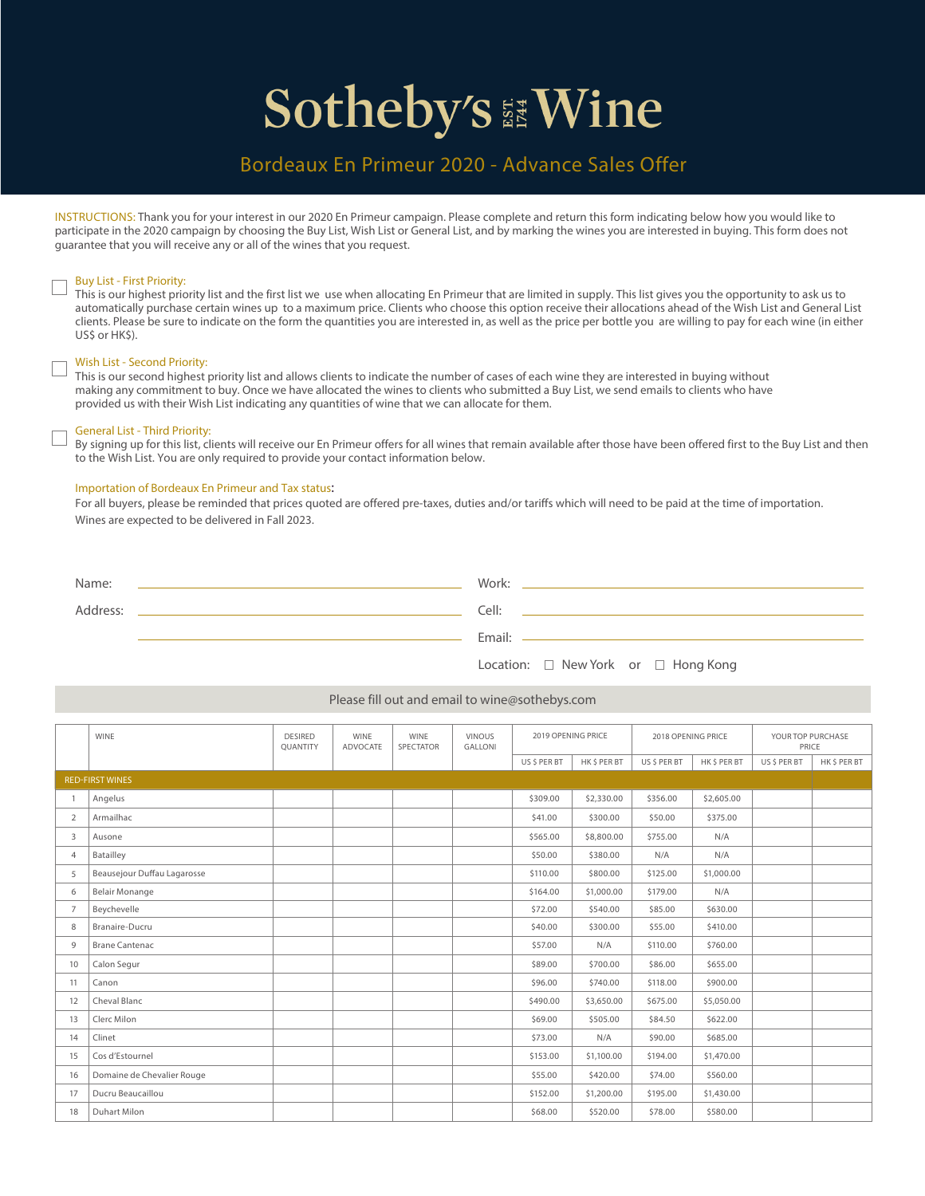# Sotheby's EST. 1744 Wine

## Bordeaux En Primeur 2020 - Advance Sales Offer

INSTRUCTIONS: Thank you for your interest in our 2020 En Primeur campaign. Please complete and return this form indicating below how you would like to participate in the 2020 campaign by choosing the Buy List, Wish List or General List, and by marking the wines you are interested in buying. This form does not guarantee that you will receive any or all of the wines that you request.

☐ **Buy List - First Priority:**
This is our highest priority list and the first list we use when allocating En Primeur that are limited in supply. This list gives you the opportunity to ask us to automatically purchase certain wines up to a maximum price. Clients who choose this option receive their allocations ahead of the Wish List and General List clients. Please be sure to indicate on the form the quantities you are interested in, as well as the price per bottle you are willing to pay for each wine (in either US$ or HK$).

☐ **Wish List - Second Priority:**
This is our second highest priority list and allows clients to indicate the number of cases of each wine they are interested in buying without making any commitment to buy. Once we have allocated the wines to clients who submitted a Buy List, we send emails to clients who have provided us with their Wish List indicating any quantities of wine that we can allocate for them.

☐ **General List - Third Priority:**
By signing up for this list, clients will receive our En Primeur offers for all wines that remain available after those have been offered first to the Buy List and then to the Wish List. You are only required to provide your contact information below.

**Importation of Bordeaux En Primeur and Tax status:**
For all buyers, please be reminded that prices quoted are offered pre-taxes, duties and/or tariffs which will need to be paid at the time of importation.
Wines are expected to be delivered in Fall 2023.

Name: ____________________ Work: ____________________

Address: ____________________ Cell: ____________________

____________________ Email: ____________________

Location: ☐ New York or ☐ Hong Kong

Please fill out and email to wine@sothebys.com

| | WINE | DESIRED QUANTITY | WINE ADVOCATE | WINE SPECTATOR | VINOUS GALLONI | 2019 OPENING PRICE | | 2018 OPENING PRICE | | YOUR TOP PURCHASE PRICE | |
|---|---|---|---|---|---|---|---|---|---|---|---|
| | | | | | | US $ PER BT | HK $ PER BT | US $ PER BT | HK $ PER BT | US $ PER BT | HK $ PER BT |
| | RED-FIRST WINES | | | | | | | | | | |
| 1 | Angelus | | | | | $309.00 | $2,330.00 | $356.00 | $2,605.00 | | |
| 2 | Armailhac | | | | | $41.00 | $300.00 | $50.00 | $375.00 | | |
| 3 | Ausone | | | | | $565.00 | $8,800.00 | $755.00 | N/A | | |
| 4 | Batailley | | | | | $50.00 | $380.00 | N/A | N/A | | |
| 5 | Beausejour Duffau Lagarosse | | | | | $110.00 | $800.00 | $125.00 | $1,000.00 | | |
| 6 | Belair Monange | | | | | $164.00 | $1,000.00 | $179.00 | N/A | | |
| 7 | Beychevelle | | | | | $72.00 | $540.00 | $85.00 | $630.00 | | |
| 8 | Branaire-Ducru | | | | | $40.00 | $300.00 | $55.00 | $410.00 | | |
| 9 | Brane Cantenac | | | | | $57.00 | N/A | $110.00 | $760.00 | | |
| 10 | Calon Segur | | | | | $89.00 | $700.00 | $86.00 | $655.00 | | |
| 11 | Canon | | | | | $96.00 | $740.00 | $118.00 | $900.00 | | |
| 12 | Cheval Blanc | | | | | $490.00 | $3,650.00 | $675.00 | $5,050.00 | | |
| 13 | Clerc Milon | | | | | $69.00 | $505.00 | $84.50 | $622.00 | | |
| 14 | Clinet | | | | | $73.00 | N/A | $90.00 | $685.00 | | |
| 15 | Cos d'Estournel | | | | | $153.00 | $1,100.00 | $194.00 | $1,470.00 | | |
| 16 | Domaine de Chevalier Rouge | | | | | $55.00 | $420.00 | $74.00 | $560.00 | | |
| 17 | Ducru Beaucaillou | | | | | $152.00 | $1,200.00 | $195.00 | $1,430.00 | | |
| 18 | Duhart Milon | | | | | $68.00 | $520.00 | $78.00 | $580.00 | | |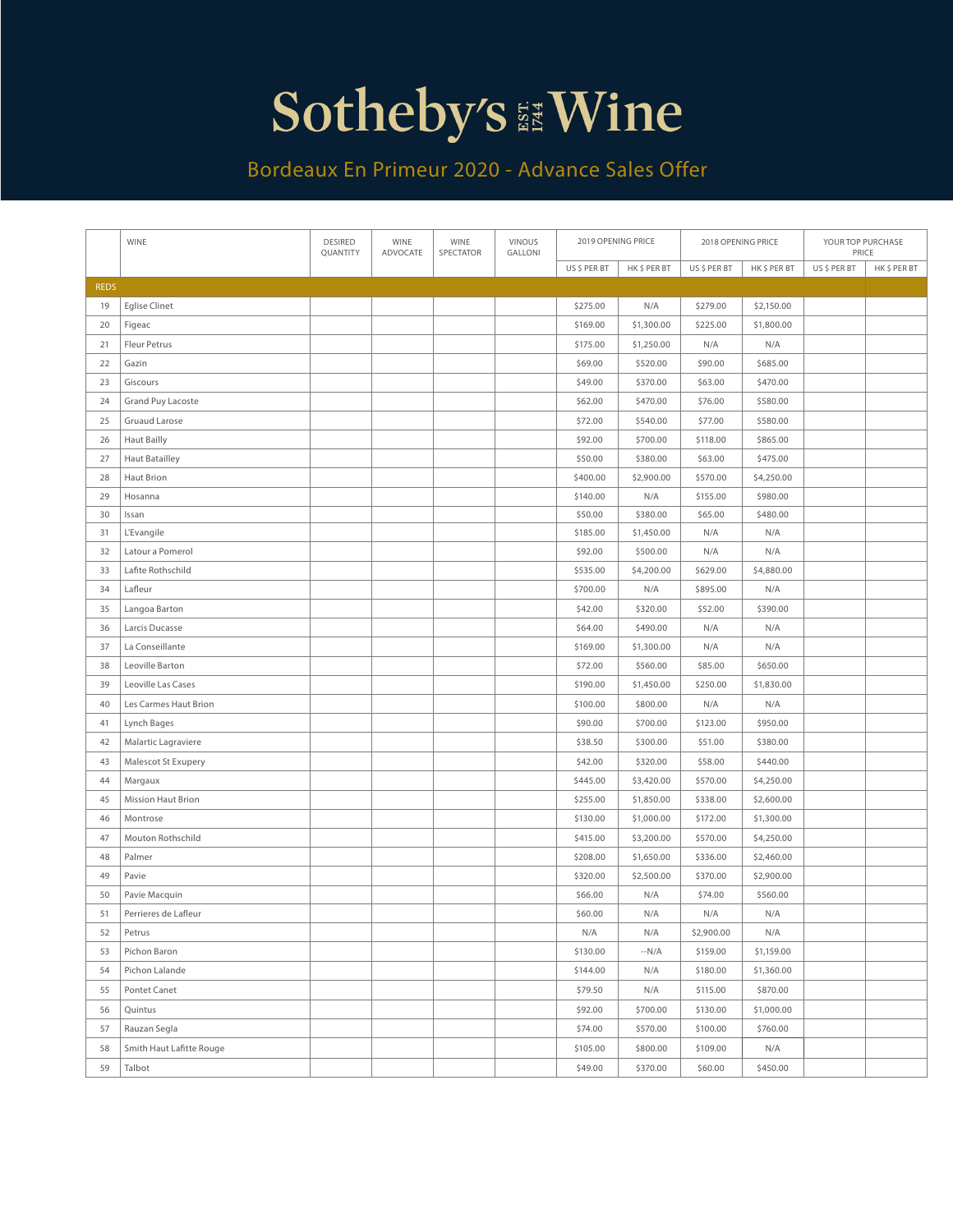# Sotheby's Wine

## Bordeaux En Primeur 2020 - Advance Sales Offer

| | WINE | DESIRED QUANTITY | WINE ADVOCATE | WINE SPECTATOR | VINOUS GALLONI | 2019 OPENING PRICE | | 2018 OPENING PRICE | | YOUR TOP PURCHASE PRICE | |
|---|---|---|---|---|---|---|---|---|---|---|---|
| | | | | | | US $ PER BT | HK $ PER BT | US $ PER BT | HK $ PER BT | US $ PER BT | HK $ PER BT |
| REDS | | | | | | | | | | | |
| 19 | Eglise Clinet | | | | | $275.00 | N/A | $279.00 | $2,150.00 | | |
| 20 | Figeac | | | | | $169.00 | $1,300.00 | $225.00 | $1,800.00 | | |
| 21 | Fleur Petrus | | | | | $175.00 | $1,250.00 | N/A | N/A | | |
| 22 | Gazin | | | | | $69.00 | $520.00 | $90.00 | $685.00 | | |
| 23 | Giscours | | | | | $49.00 | $370.00 | $63.00 | $470.00 | | |
| 24 | Grand Puy Lacoste | | | | | $62.00 | $470.00 | $76.00 | $580.00 | | |
| 25 | Gruaud Larose | | | | | $72.00 | $540.00 | $77.00 | $580.00 | | |
| 26 | Haut Bailly | | | | | $92.00 | $700.00 | $118.00 | $865.00 | | |
| 27 | Haut Batailley | | | | | $50.00 | $380.00 | $63.00 | $475.00 | | |
| 28 | Haut Brion | | | | | $400.00 | $2,900.00 | $570.00 | $4,250.00 | | |
| 29 | Hosanna | | | | | $140.00 | N/A | $155.00 | $980.00 | | |
| 30 | Issan | | | | | $50.00 | $380.00 | $65.00 | $480.00 | | |
| 31 | L'Evangile | | | | | $185.00 | $1,450.00 | N/A | N/A | | |
| 32 | Latour a Pomerol | | | | | $92.00 | $500.00 | N/A | N/A | | |
| 33 | Lafite Rothschild | | | | | $535.00 | $4,200.00 | $629.00 | $4,880.00 | | |
| 34 | Lafleur | | | | | $700.00 | N/A | $895.00 | N/A | | |
| 35 | Langoa Barton | | | | | $42.00 | $320.00 | $52.00 | $390.00 | | |
| 36 | Larcis Ducasse | | | | | $64.00 | $490.00 | N/A | N/A | | |
| 37 | La Conseillante | | | | | $169.00 | $1,300.00 | N/A | N/A | | |
| 38 | Leoville Barton | | | | | $72.00 | $560.00 | $85.00 | $650.00 | | |
| 39 | Leoville Las Cases | | | | | $190.00 | $1,450.00 | $250.00 | $1,830.00 | | |
| 40 | Les Carmes Haut Brion | | | | | $100.00 | $800.00 | N/A | N/A | | |
| 41 | Lynch Bages | | | | | $90.00 | $700.00 | $123.00 | $950.00 | | |
| 42 | Malartic Lagraviere | | | | | $38.50 | $300.00 | $51.00 | $380.00 | | |
| 43 | Malescot St Exupery | | | | | $42.00 | $320.00 | $58.00 | $440.00 | | |
| 44 | Margaux | | | | | $445.00 | $3,420.00 | $570.00 | $4,250.00 | | |
| 45 | Mission Haut Brion | | | | | $255.00 | $1,850.00 | $338.00 | $2,600.00 | | |
| 46 | Montrose | | | | | $130.00 | $1,000.00 | $172.00 | $1,300.00 | | |
| 47 | Mouton Rothschild | | | | | $415.00 | $3,200.00 | $570.00 | $4,250.00 | | |
| 48 | Palmer | | | | | $208.00 | $1,650.00 | $336.00 | $2,460.00 | | |
| 49 | Pavie | | | | | $320.00 | $2,500.00 | $370.00 | $2,900.00 | | |
| 50 | Pavie Macquin | | | | | $66.00 | N/A | $74.00 | $560.00 | | |
| 51 | Perrieres de Lafleur | | | | | $60.00 | N/A | N/A | N/A | | |
| 52 | Petrus | | | | | N/A | N/A | $2,900.00 | N/A | | |
| 53 | Pichon Baron | | | | | $130.00 | --N/A | $159.00 | $1,159.00 | | |
| 54 | Pichon Lalande | | | | | $144.00 | N/A | $180.00 | $1,360.00 | | |
| 55 | Pontet Canet | | | | | $79.50 | N/A | $115.00 | $870.00 | | |
| 56 | Quintus | | | | | $92.00 | $700.00 | $130.00 | $1,000.00 | | |
| 57 | Rauzan Segla | | | | | $74.00 | $570.00 | $100.00 | $760.00 | | |
| 58 | Smith Haut Lafitte Rouge | | | | | $105.00 | $800.00 | $109.00 | N/A | | |
| 59 | Talbot | | | | | $49.00 | $370.00 | $60.00 | $450.00 | | |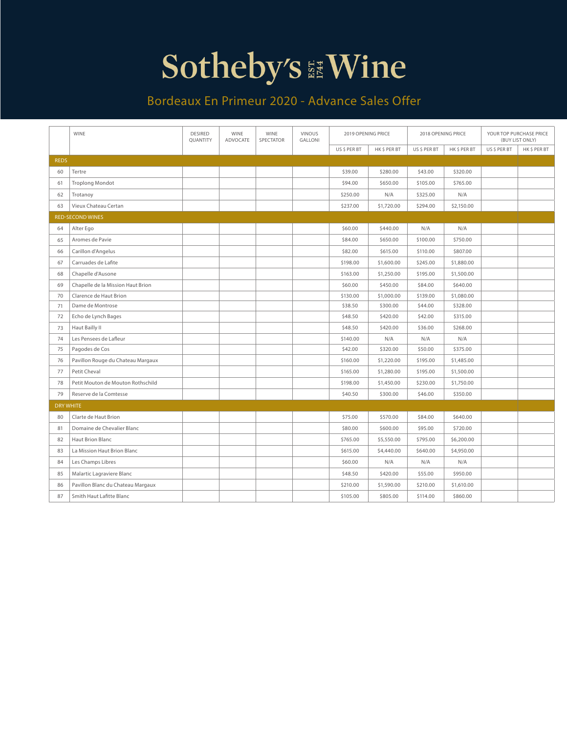# Sotheby's EST. 1744 Wine

## Bordeaux En Primeur 2020 - Advance Sales Offer

| | WINE | DESIRED QUANTITY | WINE ADVOCATE | WINE SPECTATOR | VINOUS GALLONI | 2019 OPENING PRICE | | 2018 OPENING PRICE | | YOUR TOP PURCHASE PRICE (BUY LIST ONLY) | |
|---|---|---|---|---|---|---|---|---|---|---|---|
| | | | | | | US $ PER BT | HK $ PER BT | US $ PER BT | HK $ PER BT | US $ PER BT | HK $ PER BT |
| REDS | | | | | | | | | | | |
| 60 | Tertre | | | | | $39.00 | $280.00 | $43.00 | $320.00 | | |
| 61 | Troplong Mondot | | | | | $94.00 | $650.00 | $105.00 | $765.00 | | |
| 62 | Trotanoy | | | | | $250.00 | N/A | $325.00 | N/A | | |
| 63 | Vieux Chateau Certan | | | | | $237.00 | $1,720.00 | $294.00 | $2,150.00 | | |
| RED-SECOND WINES | | | | | | | | | | | |
| 64 | Alter Ego | | | | | $60.00 | $440.00 | N/A | N/A | | |
| 65 | Aromes de Pavie | | | | | $84.00 | $650.00 | $100.00 | $750.00 | | |
| 66 | Carillon d'Angelus | | | | | $82.00 | $615.00 | $110.00 | $807.00 | | |
| 67 | Carruades de Lafite | | | | | $198.00 | $1,600.00 | $245.00 | $1,880.00 | | |
| 68 | Chapelle d'Ausone | | | | | $163.00 | $1,250.00 | $195.00 | $1,500.00 | | |
| 69 | Chapelle de la Mission Haut Brion | | | | | $60.00 | $450.00 | $84.00 | $640.00 | | |
| 70 | Clarence de Haut Brion | | | | | $130.00 | $1,000.00 | $139.00 | $1,080.00 | | |
| 71 | Dame de Montrose | | | | | $38.50 | $300.00 | $44.00 | $328.00 | | |
| 72 | Echo de Lynch Bages | | | | | $48.50 | $420.00 | $42.00 | $315.00 | | |
| 73 | Haut Bailly II | | | | | $48.50 | $420.00 | $36.00 | $268.00 | | |
| 74 | Les Pensees de Lafleur | | | | | $140.00 | N/A | N/A | N/A | | |
| 75 | Pagodes de Cos | | | | | $42.00 | $320.00 | $50.00 | $375.00 | | |
| 76 | Pavillon Rouge du Chateau Margaux | | | | | $160.00 | $1,220.00 | $195.00 | $1,485.00 | | |
| 77 | Petit Cheval | | | | | $165.00 | $1,280.00 | $195.00 | $1,500.00 | | |
| 78 | Petit Mouton de Mouton Rothschild | | | | | $198.00 | $1,450.00 | $230.00 | $1,750.00 | | |
| 79 | Reserve de la Comtesse | | | | | $40.50 | $300.00 | $46.00 | $350.00 | | |
| DRY WHITE | | | | | | | | | | | |
| 80 | Clarte de Haut Brion | | | | | $75.00 | $570.00 | $84.00 | $640.00 | | |
| 81 | Domaine de Chevalier Blanc | | | | | $80.00 | $600.00 | $95.00 | $720.00 | | |
| 82 | Haut Brion Blanc | | | | | $765.00 | $5,550.00 | $795.00 | $6,200.00 | | |
| 83 | La Mission Haut Brion Blanc | | | | | $615.00 | $4,440.00 | $640.00 | $4,950.00 | | |
| 84 | Les Champs Libres | | | | | $60.00 | N/A | N/A | N/A | | |
| 85 | Malartic Lagraviere Blanc | | | | | $48.50 | $420.00 | $55.00 | $950.00 | | |
| 86 | Pavillon Blanc du Chateau Margaux | | | | | $210.00 | $1,590.00 | $210.00 | $1,610.00 | | |
| 87 | Smith Haut Lafitte Blanc | | | | | $105.00 | $805.00 | $114.00 | $860.00 | | |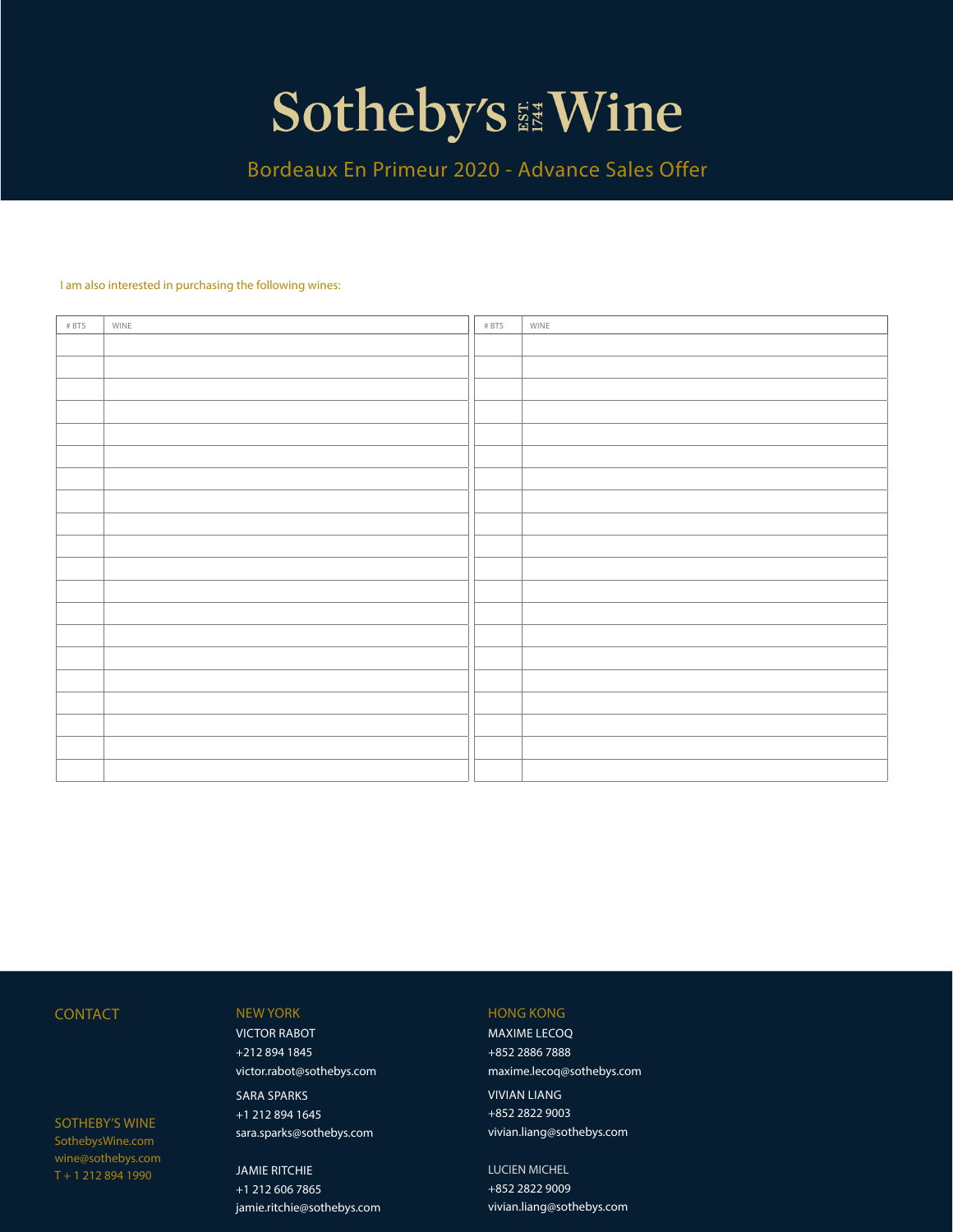# Sotheby's EST. 1744 Wine

## Bordeaux En Primeur 2020 - Advance Sales Offer

I am also interested in purchasing the following wines:

| # BTS | WINE | # BTS | WINE |
|---|---|---|---|
| | | | |
| | | | |
| | | | |
| | | | |
| | | | |
| | | | |
| | | | |
| | | | |
| | | | |
| | | | |
| | | | |
| | | | |
| | | | |
| | | | |
| | | | |
| | | | |
| | | | |
| | | | |
| | | | |
| | | | |

CONTACT

NEW YORK

VICTOR RABOT
+212 894 1845
victor.rabot@sothebys.com

SARA SPARKS
+1 212 894 1645
sara.sparks@sothebys.com

JAMIE RITCHIE
+1 212 606 7865
jamie.ritchie@sothebys.com

HONG KONG

MAXIME LECOQ
+852 2886 7888
maxime.lecoq@sothebys.com

VIVIAN LIANG
+852 2822 9003
vivian.liang@sothebys.com

LUCIEN MICHEL
+852 2822 9009
vivian.liang@sothebys.com

SOTHEBY'S WINE
SothebysWine.com
wine@sothebys.com
T + 1 212 894 1990